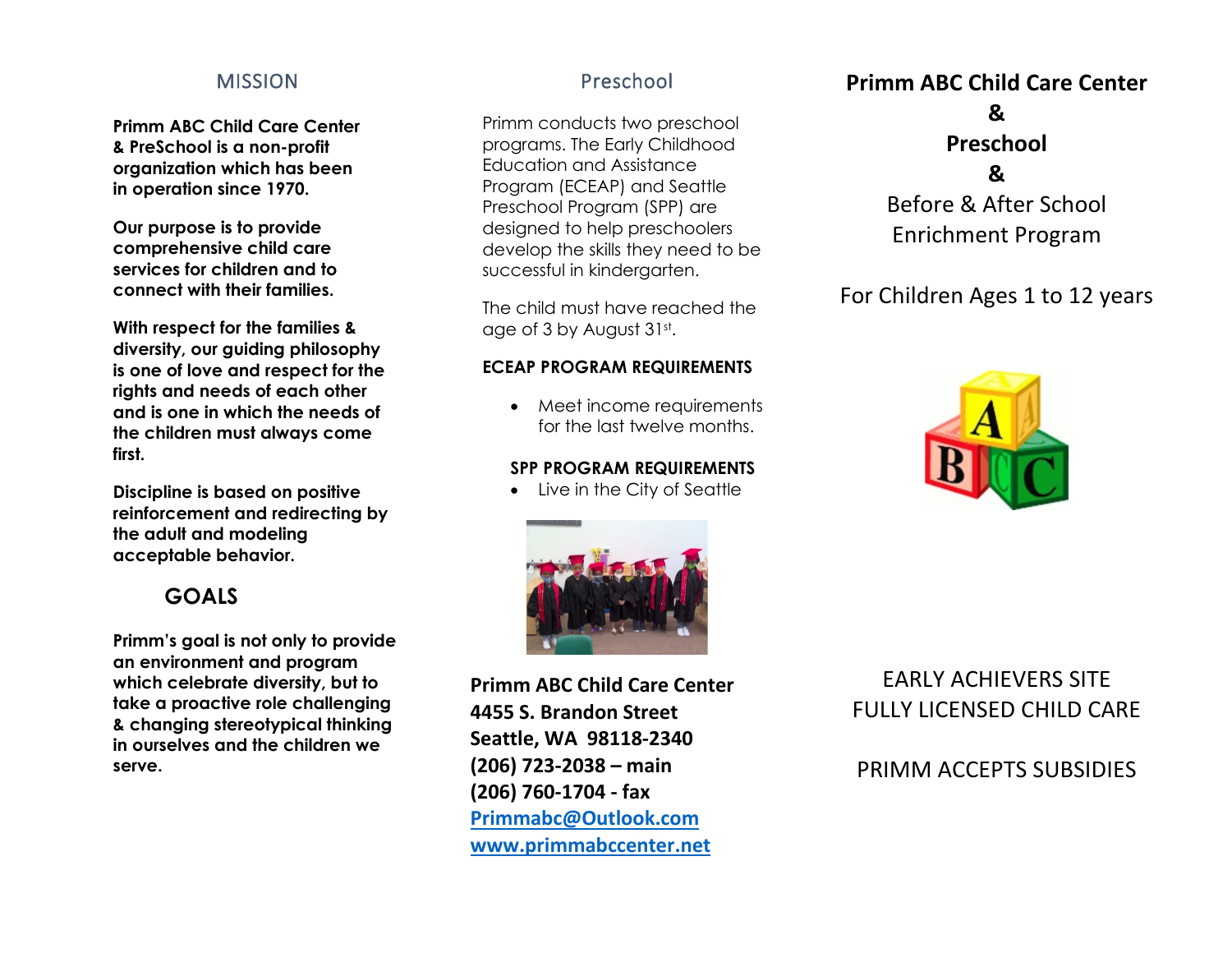## MISSION

**Primm ABC Child Care Center & PreSchool is a non-profit organization which has been in operation since 1970.**

**Our purpose is to provide comprehensive child care services for children and to connect with their families.**

**With respect for the families & diversity, our guiding philosophy is one of love and respect for the rights and needs of each other and is one in which the needs of the children must always come first.**

**Discipline is based on positive reinforcement and redirecting by the adult and modeling acceptable behavior.**

## GOALS

**Primm's goal is not only to provide an environment and program which celebrate diversity, but to take a proactive role challenging & changing stereotypical thinking in ourselves and the children we serve.**

## Preschool

Primm conducts two preschool programs. The Early Childhood Education and Assistance Program (ECEAP) and Seattle Preschool Program (SPP) are designed to help preschoolers develop the skills they need to be successful in kindergarten.

The child must have reached the age of 3 by August 31st.

**ECEAP PROGRAM REQUIREMENTS**

- Meet income requirements for the last twelve months.

**SPP PROGRAM REQUIREMENTS**

- Live in the City of Seattle

**Primm ABC Child Care Center**
**4455 S. Brandon Street**
**Seattle, WA 98118-2340**
**(206) 723-2038 – main**
**(206) 760-1704 - fax**
**Primmabc@Outlook.com**
**www.primmabccenter.net**

# Primm ABC Child Care Center & Preschool &

Before & After School Enrichment Program

For Children Ages 1 to 12 years

EARLY ACHIEVERS SITE
FULLY LICENSED CHILD CARE

PRIMM ACCEPTS SUBSIDIES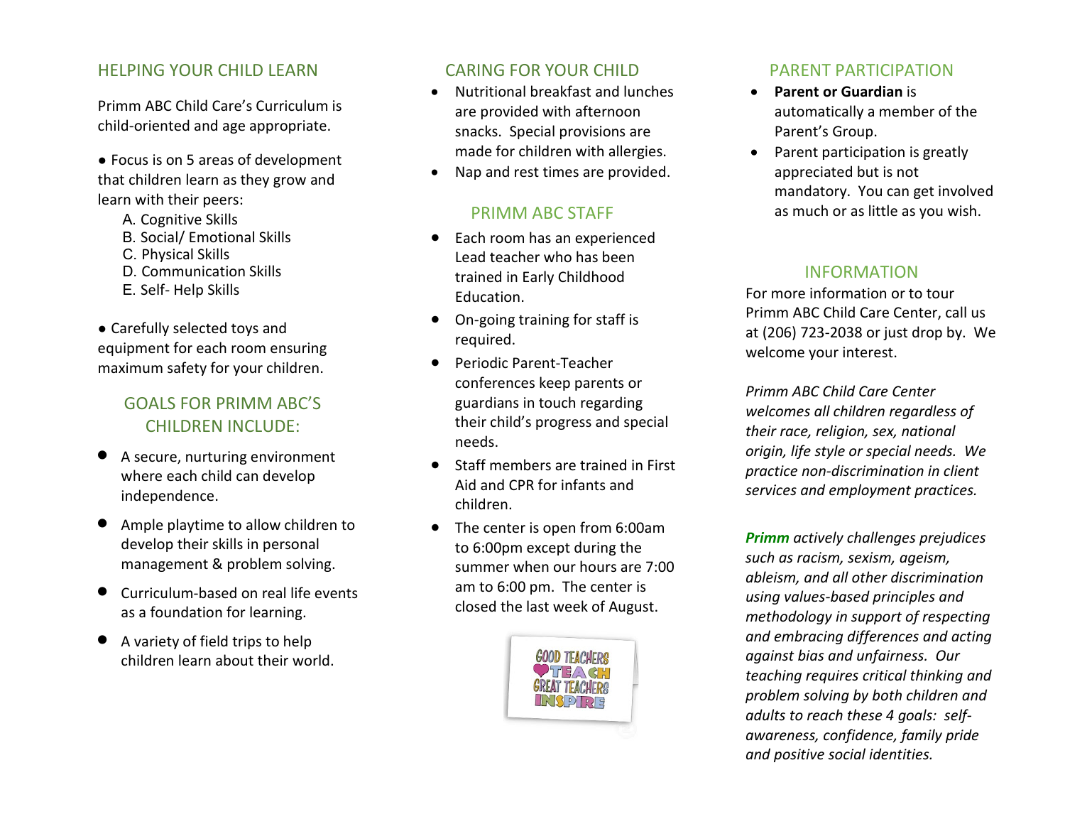## HELPING YOUR CHILD LEARN

Primm ABC Child Care's Curriculum is child-oriented and age appropriate.

● Focus is on 5 areas of development that children learn as they grow and learn with their peers:

A. Cognitive Skills
B. Social/ Emotional Skills
C. Physical Skills
D. Communication Skills
E. Self- Help Skills

● Carefully selected toys and equipment for each room ensuring maximum safety for your children.

## GOALS FOR PRIMM ABC'S CHILDREN INCLUDE:

- A secure, nurturing environment where each child can develop independence.
- Ample playtime to allow children to develop their skills in personal management & problem solving.
- Curriculum-based on real life events as a foundation for learning.
- A variety of field trips to help children learn about their world.

## CARING FOR YOUR CHILD

- Nutritional breakfast and lunches are provided with afternoon snacks. Special provisions are made for children with allergies.
- Nap and rest times are provided.

## PRIMM ABC STAFF

- Each room has an experienced Lead teacher who has been trained in Early Childhood Education.
- On-going training for staff is required.
- Periodic Parent-Teacher conferences keep parents or guardians in touch regarding their child's progress and special needs.
- Staff members are trained in First Aid and CPR for infants and children.
- The center is open from 6:00am to 6:00pm except during the summer when our hours are 7:00 am to 6:00 pm. The center is closed the last week of August.

GOOD TEACHERS TEACH GREAT TEACHERS INSPIRE

## PARENT PARTICIPATION

- **Parent or Guardian** is automatically a member of the Parent's Group.
- Parent participation is greatly appreciated but is not mandatory. You can get involved as much or as little as you wish.

## INFORMATION

For more information or to tour Primm ABC Child Care Center, call us at (206) 723-2038 or just drop by. We welcome your interest.

*Primm ABC Child Care Center welcomes all children regardless of their race, religion, sex, national origin, life style or special needs. We practice non-discrimination in client services and employment practices.*

***Primm*** *actively challenges prejudices such as racism, sexism, ageism, ableism, and all other discrimination using values-based principles and methodology in support of respecting and embracing differences and acting against bias and unfairness. Our teaching requires critical thinking and problem solving by both children and adults to reach these 4 goals: self-awareness, confidence, family pride and positive social identities.*